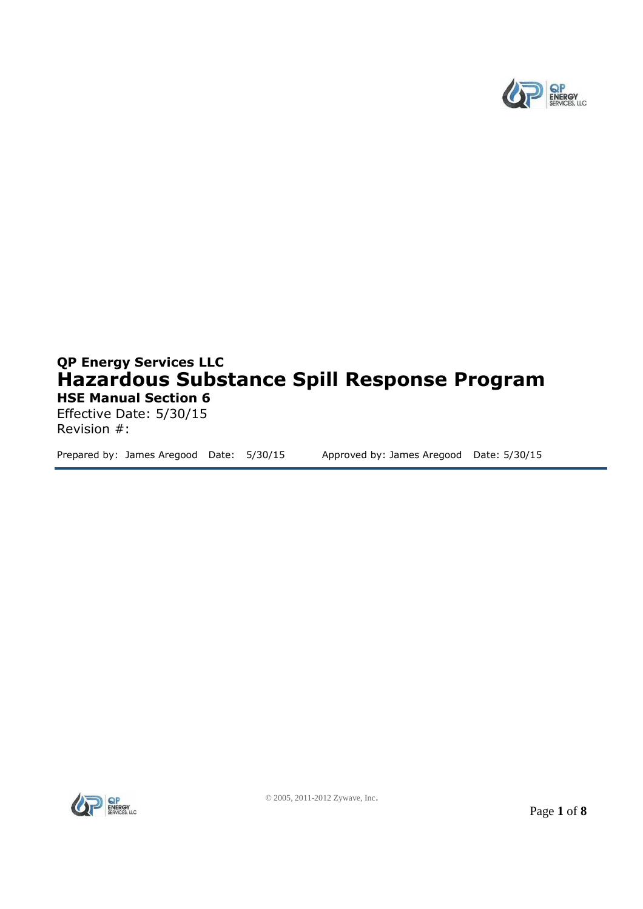**QP Energy Services LLC**

# Hazardous Substance Spill Response Program

**HSE Manual Section 6**

Effective Date: 5/30/15

Revision #:

Prepared by: James Aregood Date: 5/30/15 Approved by: James Aregood Date: 5/30/15

© 2005, 2011-2012 Zywave, Inc.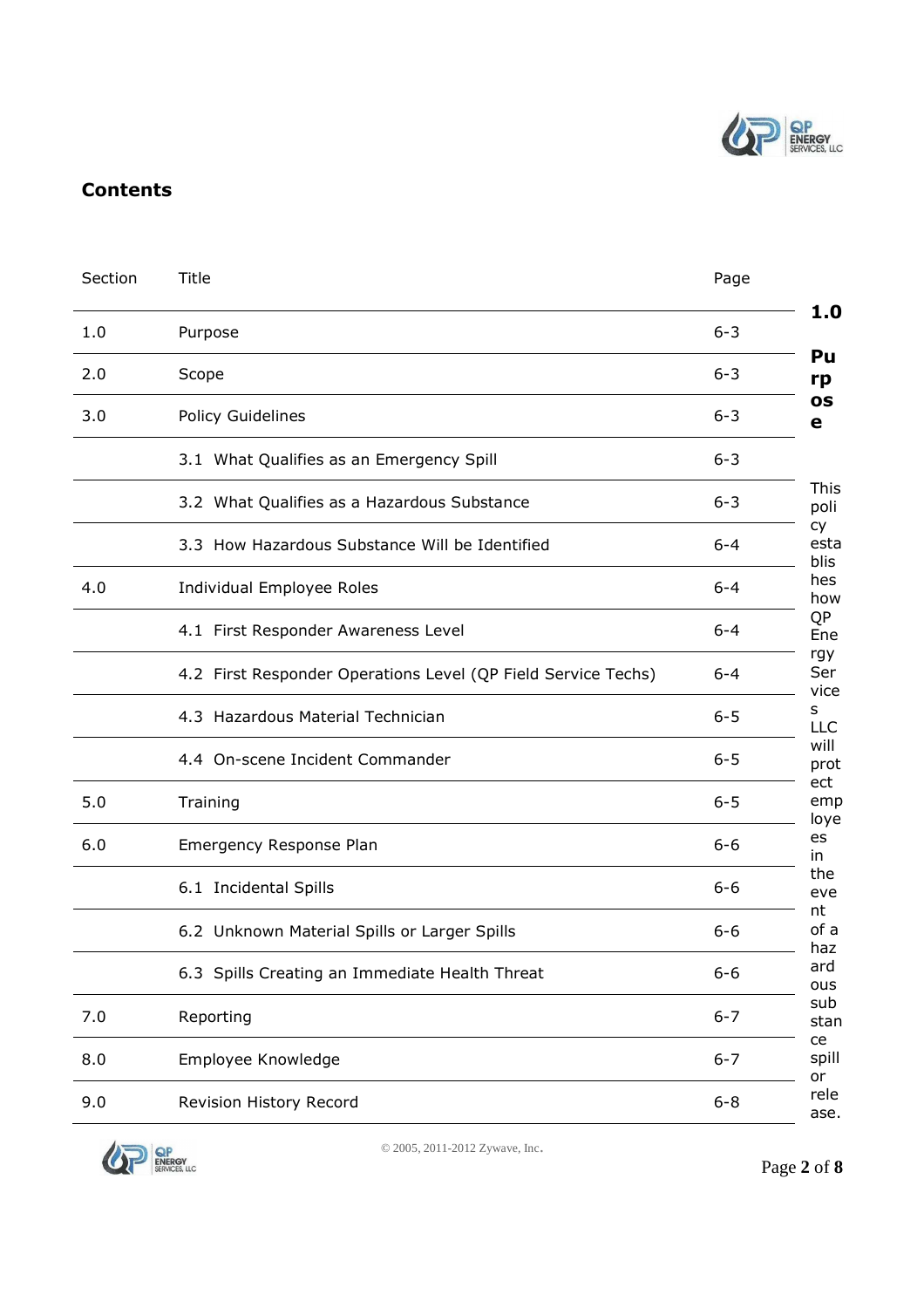## Contents

| Section | Title | Page |
|---|---|---|
| 1.0 | Purpose | 6-3 |
| 2.0 | Scope | 6-3 |
| 3.0 | Policy Guidelines | 6-3 |
| | 3.1 What Qualifies as an Emergency Spill | 6-3 |
| | 3.2 What Qualifies as a Hazardous Substance | 6-3 |
| | 3.3 How Hazardous Substance Will be Identified | 6-4 |
| 4.0 | Individual Employee Roles | 6-4 |
| | 4.1 First Responder Awareness Level | 6-4 |
| | 4.2 First Responder Operations Level (QP Field Service Techs) | 6-4 |
| | 4.3 Hazardous Material Technician | 6-5 |
| | 4.4 On-scene Incident Commander | 6-5 |
| 5.0 | Training | 6-5 |
| 6.0 | Emergency Response Plan | 6-6 |
| | 6.1 Incidental Spills | 6-6 |
| | 6.2 Unknown Material Spills or Larger Spills | 6-6 |
| | 6.3 Spills Creating an Immediate Health Threat | 6-6 |
| 7.0 | Reporting | 6-7 |
| 8.0 | Employee Knowledge | 6-7 |
| 9.0 | Revision History Record | 6-8 |

## 1.0 Purpose

This policy establishes how QP Energy Services LLC will protect employees in the event of a hazardous substance spill or release.

© 2005, 2011-2012 Zywave, Inc.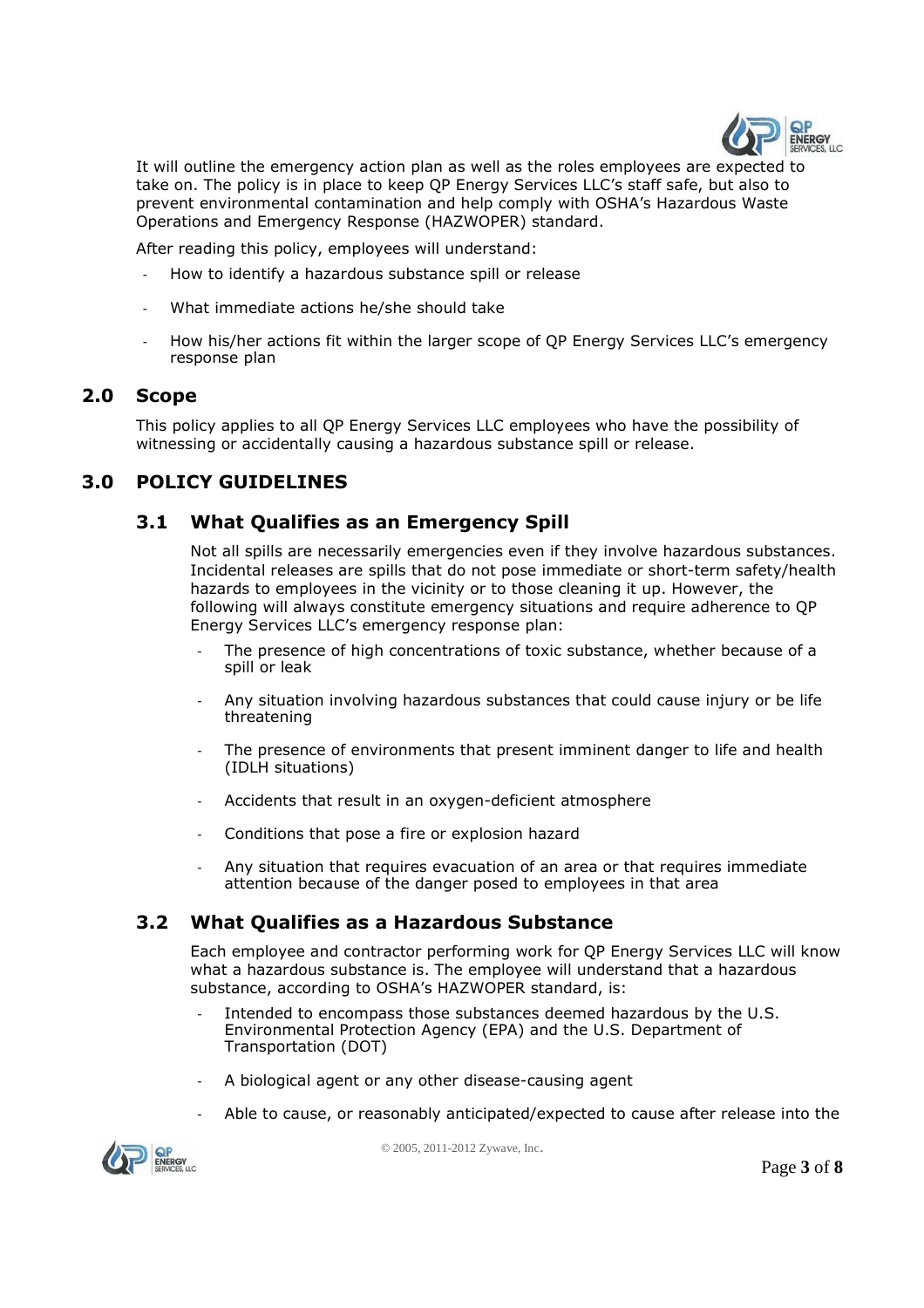It will outline the emergency action plan as well as the roles employees are expected to take on. The policy is in place to keep QP Energy Services LLC's staff safe, but also to prevent environmental contamination and help comply with OSHA's Hazardous Waste Operations and Emergency Response (HAZWOPER) standard.

After reading this policy, employees will understand:

- How to identify a hazardous substance spill or release
- What immediate actions he/she should take
- How his/her actions fit within the larger scope of QP Energy Services LLC's emergency response plan

## 2.0 Scope

This policy applies to all QP Energy Services LLC employees who have the possibility of witnessing or accidentally causing a hazardous substance spill or release.

## 3.0 POLICY GUIDELINES

### 3.1 What Qualifies as an Emergency Spill

Not all spills are necessarily emergencies even if they involve hazardous substances. Incidental releases are spills that do not pose immediate or short-term safety/health hazards to employees in the vicinity or to those cleaning it up. However, the following will always constitute emergency situations and require adherence to QP Energy Services LLC's emergency response plan:

- The presence of high concentrations of toxic substance, whether because of a spill or leak
- Any situation involving hazardous substances that could cause injury or be life threatening
- The presence of environments that present imminent danger to life and health (IDLH situations)
- Accidents that result in an oxygen-deficient atmosphere
- Conditions that pose a fire or explosion hazard
- Any situation that requires evacuation of an area or that requires immediate attention because of the danger posed to employees in that area

### 3.2 What Qualifies as a Hazardous Substance

Each employee and contractor performing work for QP Energy Services LLC will know what a hazardous substance is. The employee will understand that a hazardous substance, according to OSHA's HAZWOPER standard, is:

- Intended to encompass those substances deemed hazardous by the U.S. Environmental Protection Agency (EPA) and the U.S. Department of Transportation (DOT)
- A biological agent or any other disease-causing agent
- Able to cause, or reasonably anticipated/expected to cause after release into the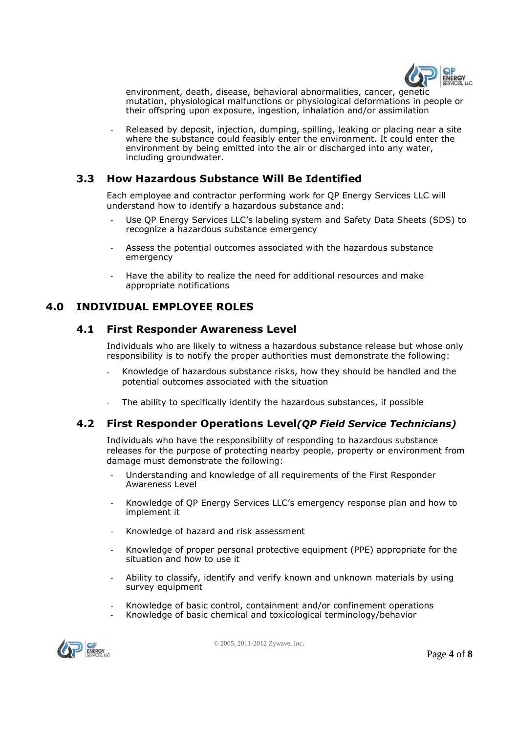environment, death, disease, behavioral abnormalities, cancer, genetic mutation, physiological malfunctions or physiological deformations in people or their offspring upon exposure, ingestion, inhalation and/or assimilation

- Released by deposit, injection, dumping, spilling, leaking or placing near a site where the substance could feasibly enter the environment. It could enter the environment by being emitted into the air or discharged into any water, including groundwater.

### 3.3 How Hazardous Substance Will Be Identified

Each employee and contractor performing work for QP Energy Services LLC will understand how to identify a hazardous substance and:

- Use QP Energy Services LLC's labeling system and Safety Data Sheets (SDS) to recognize a hazardous substance emergency
- Assess the potential outcomes associated with the hazardous substance emergency
- Have the ability to realize the need for additional resources and make appropriate notifications

## 4.0 INDIVIDUAL EMPLOYEE ROLES

### 4.1 First Responder Awareness Level

Individuals who are likely to witness a hazardous substance release but whose only responsibility is to notify the proper authorities must demonstrate the following:

- Knowledge of hazardous substance risks, how they should be handled and the potential outcomes associated with the situation
- The ability to specifically identify the hazardous substances, if possible

### 4.2 First Responder Operations Level *(QP Field Service Technicians)*

Individuals who have the responsibility of responding to hazardous substance releases for the purpose of protecting nearby people, property or environment from damage must demonstrate the following:

- Understanding and knowledge of all requirements of the First Responder Awareness Level
- Knowledge of QP Energy Services LLC's emergency response plan and how to implement it
- Knowledge of hazard and risk assessment
- Knowledge of proper personal protective equipment (PPE) appropriate for the situation and how to use it
- Ability to classify, identify and verify known and unknown materials by using survey equipment
- Knowledge of basic control, containment and/or confinement operations
- Knowledge of basic chemical and toxicological terminology/behavior

© 2005, 2011-2012 Zywave, Inc.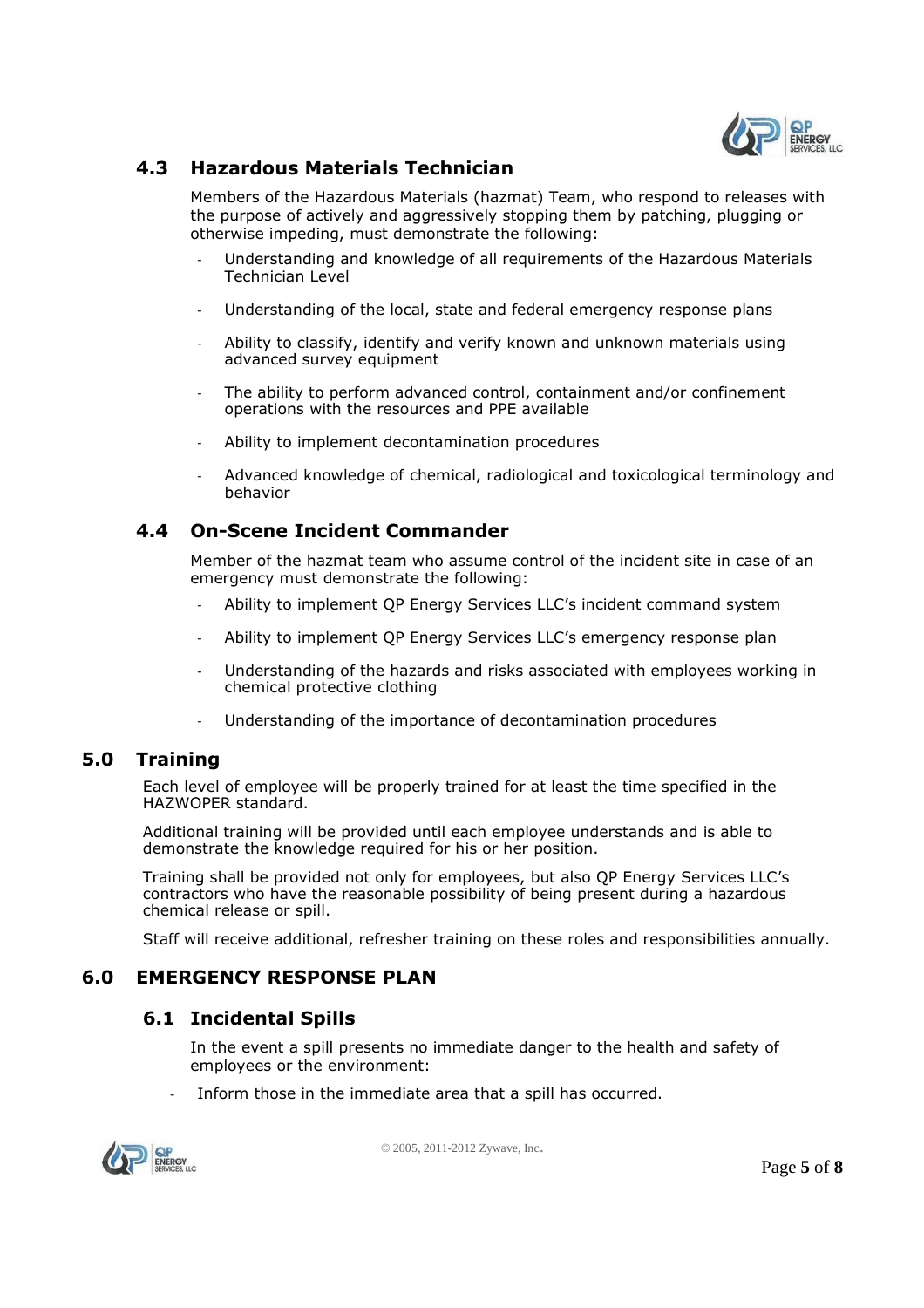### 4.3 Hazardous Materials Technician

Members of the Hazardous Materials (hazmat) Team, who respond to releases with the purpose of actively and aggressively stopping them by patching, plugging or otherwise impeding, must demonstrate the following:

- Understanding and knowledge of all requirements of the Hazardous Materials Technician Level
- Understanding of the local, state and federal emergency response plans
- Ability to classify, identify and verify known and unknown materials using advanced survey equipment
- The ability to perform advanced control, containment and/or confinement operations with the resources and PPE available
- Ability to implement decontamination procedures
- Advanced knowledge of chemical, radiological and toxicological terminology and behavior

### 4.4 On-Scene Incident Commander

Member of the hazmat team who assume control of the incident site in case of an emergency must demonstrate the following:

- Ability to implement QP Energy Services LLC's incident command system
- Ability to implement QP Energy Services LLC's emergency response plan
- Understanding of the hazards and risks associated with employees working in chemical protective clothing
- Understanding of the importance of decontamination procedures

## 5.0 Training

Each level of employee will be properly trained for at least the time specified in the HAZWOPER standard.

Additional training will be provided until each employee understands and is able to demonstrate the knowledge required for his or her position.

Training shall be provided not only for employees, but also QP Energy Services LLC's contractors who have the reasonable possibility of being present during a hazardous chemical release or spill.

Staff will receive additional, refresher training on these roles and responsibilities annually.

## 6.0 EMERGENCY RESPONSE PLAN

### 6.1 Incidental Spills

In the event a spill presents no immediate danger to the health and safety of employees or the environment:

- Inform those in the immediate area that a spill has occurred.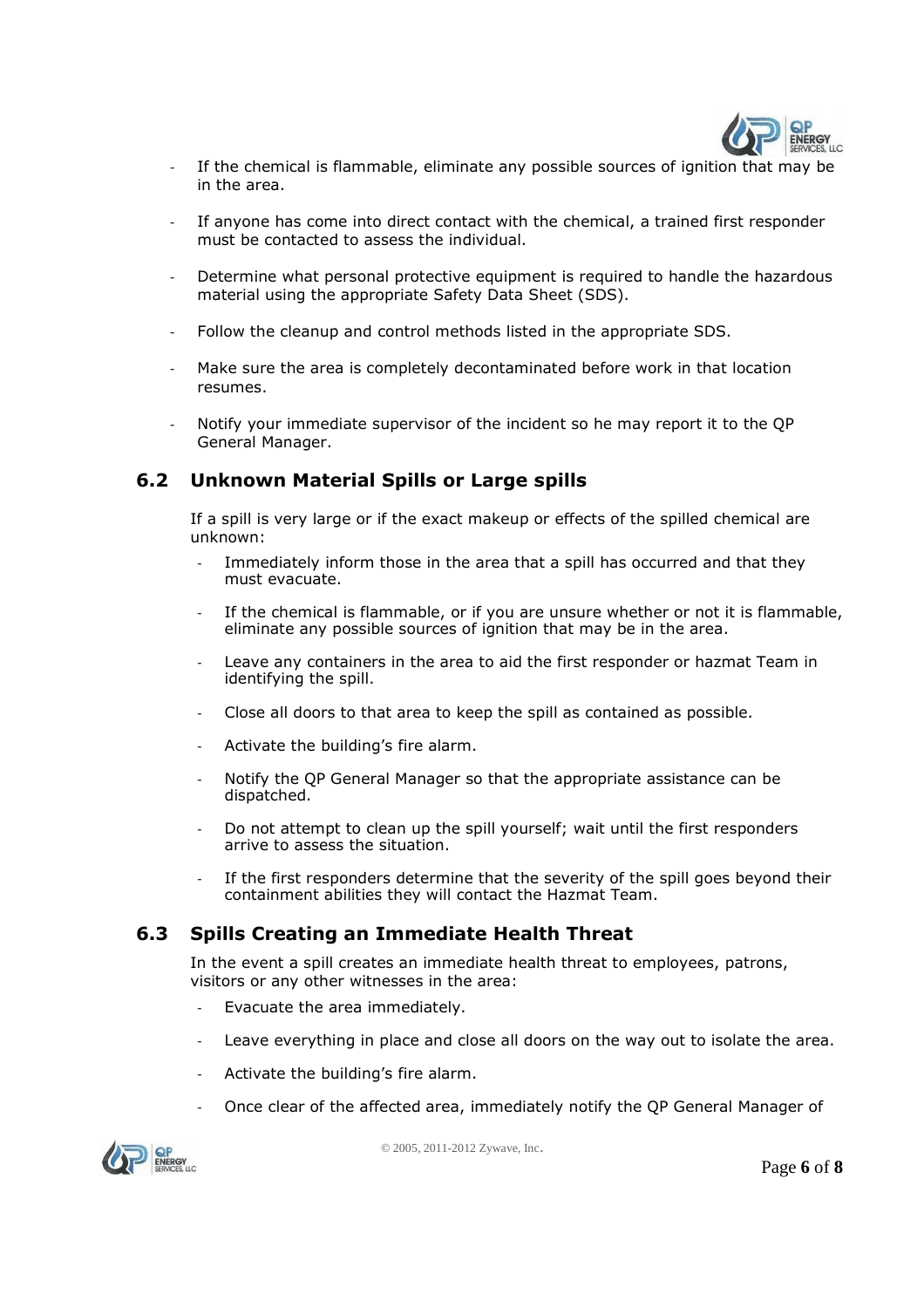- If the chemical is flammable, eliminate any possible sources of ignition that may be in the area.
- If anyone has come into direct contact with the chemical, a trained first responder must be contacted to assess the individual.
- Determine what personal protective equipment is required to handle the hazardous material using the appropriate Safety Data Sheet (SDS).
- Follow the cleanup and control methods listed in the appropriate SDS.
- Make sure the area is completely decontaminated before work in that location resumes.
- Notify your immediate supervisor of the incident so he may report it to the QP General Manager.

## 6.2 Unknown Material Spills or Large spills

If a spill is very large or if the exact makeup or effects of the spilled chemical are unknown:

- Immediately inform those in the area that a spill has occurred and that they must evacuate.
- If the chemical is flammable, or if you are unsure whether or not it is flammable, eliminate any possible sources of ignition that may be in the area.
- Leave any containers in the area to aid the first responder or hazmat Team in identifying the spill.
- Close all doors to that area to keep the spill as contained as possible.
- Activate the building's fire alarm.
- Notify the QP General Manager so that the appropriate assistance can be dispatched.
- Do not attempt to clean up the spill yourself; wait until the first responders arrive to assess the situation.
- If the first responders determine that the severity of the spill goes beyond their containment abilities they will contact the Hazmat Team.

## 6.3 Spills Creating an Immediate Health Threat

In the event a spill creates an immediate health threat to employees, patrons, visitors or any other witnesses in the area:

- Evacuate the area immediately.
- Leave everything in place and close all doors on the way out to isolate the area.
- Activate the building's fire alarm.
- Once clear of the affected area, immediately notify the QP General Manager of

© 2005, 2011-2012 Zywave, Inc.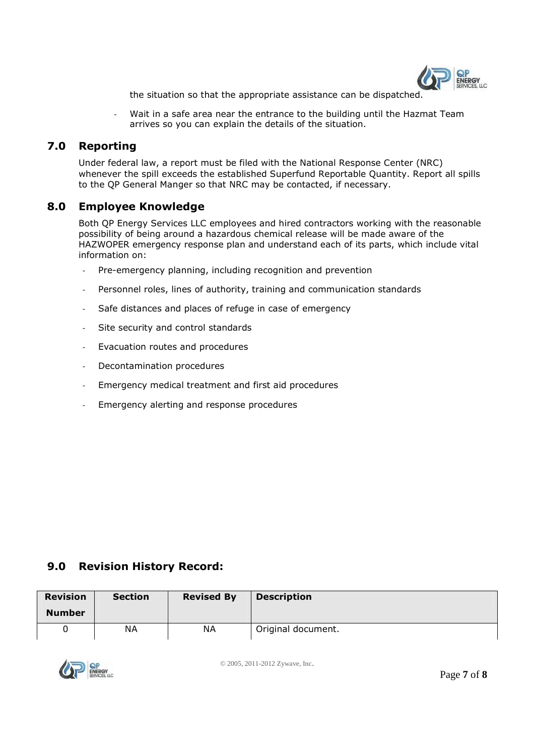the situation so that the appropriate assistance can be dispatched.

- Wait in a safe area near the entrance to the building until the Hazmat Team arrives so you can explain the details of the situation.

## 7.0 Reporting

Under federal law, a report must be filed with the National Response Center (NRC) whenever the spill exceeds the established Superfund Reportable Quantity. Report all spills to the QP General Manger so that NRC may be contacted, if necessary.

## 8.0 Employee Knowledge

Both QP Energy Services LLC employees and hired contractors working with the reasonable possibility of being around a hazardous chemical release will be made aware of the HAZWOPER emergency response plan and understand each of its parts, which include vital information on:

- Pre-emergency planning, including recognition and prevention
- Personnel roles, lines of authority, training and communication standards
- Safe distances and places of refuge in case of emergency
- Site security and control standards
- Evacuation routes and procedures
- Decontamination procedures
- Emergency medical treatment and first aid procedures
- Emergency alerting and response procedures

## 9.0 Revision History Record:

| Revision Number | Section | Revised By | Description |
|---|---|---|---|
| 0 | NA | NA | Original document. |

© 2005, 2011-2012 Zywave, Inc.